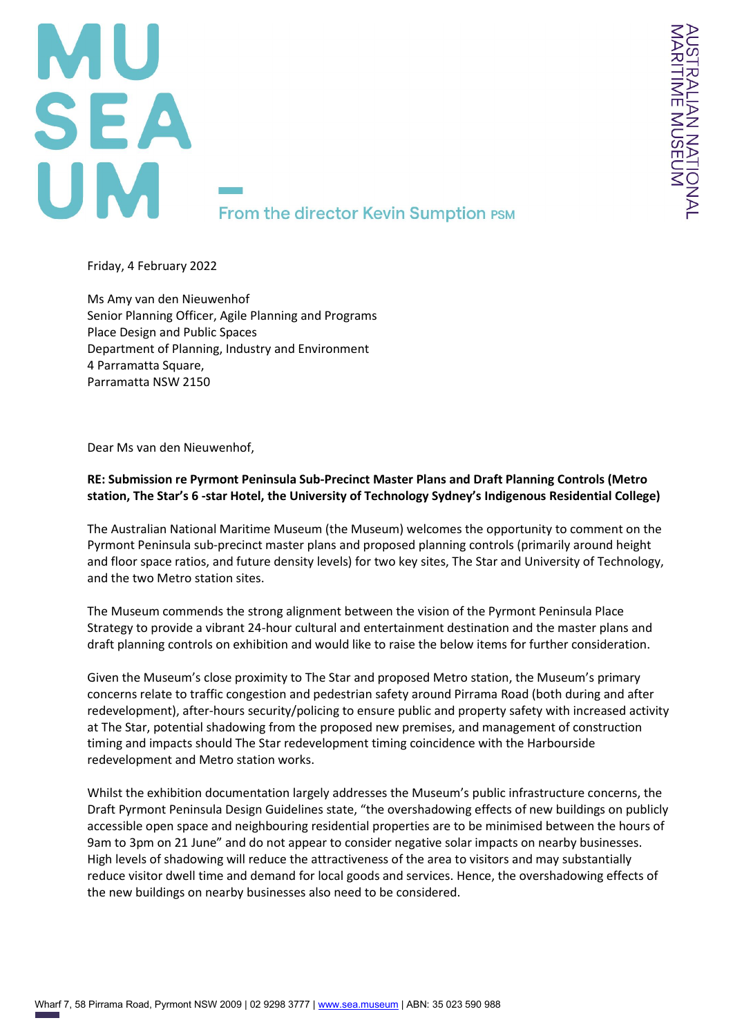MU
SEA
UM

From the director Kevin Sumption PSM

AUSTRALIAN NATIONAL MARITIME MUSEUM

Friday, 4 February 2022

Ms Amy van den Nieuwenhof
Senior Planning Officer, Agile Planning and Programs
Place Design and Public Spaces
Department of Planning, Industry and Environment
4 Parramatta Square,
Parramatta NSW 2150

Dear Ms van den Nieuwenhof,

**RE: Submission re Pyrmont Peninsula Sub-Precinct Master Plans and Draft Planning Controls (Metro station, The Star's 6 -star Hotel, the University of Technology Sydney's Indigenous Residential College)**

The Australian National Maritime Museum (the Museum) welcomes the opportunity to comment on the Pyrmont Peninsula sub-precinct master plans and proposed planning controls (primarily around height and floor space ratios, and future density levels) for two key sites, The Star and University of Technology, and the two Metro station sites.

The Museum commends the strong alignment between the vision of the Pyrmont Peninsula Place Strategy to provide a vibrant 24-hour cultural and entertainment destination and the master plans and draft planning controls on exhibition and would like to raise the below items for further consideration.

Given the Museum's close proximity to The Star and proposed Metro station, the Museum's primary concerns relate to traffic congestion and pedestrian safety around Pirrama Road (both during and after redevelopment), after-hours security/policing to ensure public and property safety with increased activity at The Star, potential shadowing from the proposed new premises, and management of construction timing and impacts should The Star redevelopment timing coincidence with the Harbourside redevelopment and Metro station works.

Whilst the exhibition documentation largely addresses the Museum's public infrastructure concerns, the Draft Pyrmont Peninsula Design Guidelines state, "the overshadowing effects of new buildings on publicly accessible open space and neighbouring residential properties are to be minimised between the hours of 9am to 3pm on 21 June" and do not appear to consider negative solar impacts on nearby businesses. High levels of shadowing will reduce the attractiveness of the area to visitors and may substantially reduce visitor dwell time and demand for local goods and services. Hence, the overshadowing effects of the new buildings on nearby businesses also need to be considered.

Wharf 7, 58 Pirrama Road, Pyrmont NSW 2009 | 02 9298 3777 | www.sea.museum | ABN: 35 023 590 988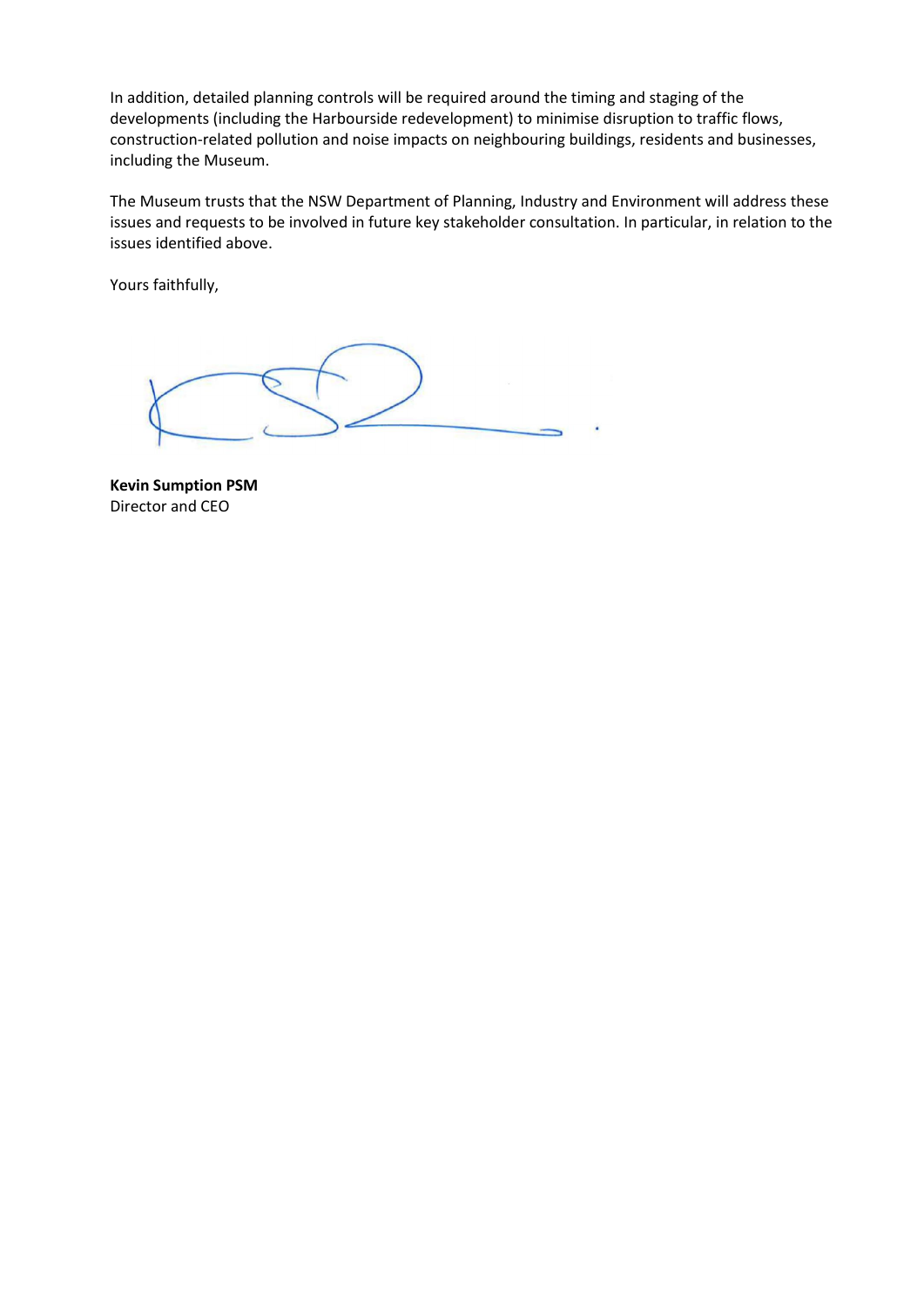In addition, detailed planning controls will be required around the timing and staging of the developments (including the Harbourside redevelopment) to minimise disruption to traffic flows, construction-related pollution and noise impacts on neighbouring buildings, residents and businesses, including the Museum.

The Museum trusts that the NSW Department of Planning, Industry and Environment will address these issues and requests to be involved in future key stakeholder consultation. In particular, in relation to the issues identified above.

Yours faithfully,

**Kevin Sumption PSM**
Director and CEO